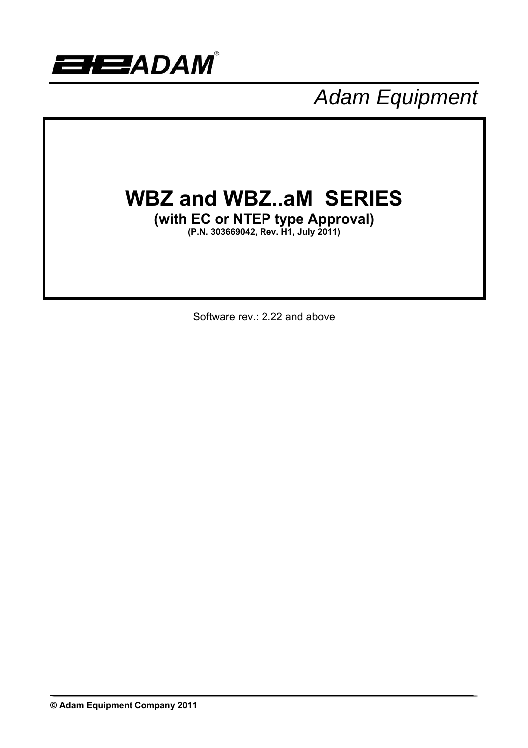ADAM®

*Adam Equipment*

# WBZ and WBZ..aM SERIES

**(with EC or NTEP type Approval)**

**(P.N. 303669042, Rev. H1, July 2011)**

Software rev.: 2.22 and above

**© Adam Equipment Company 2011**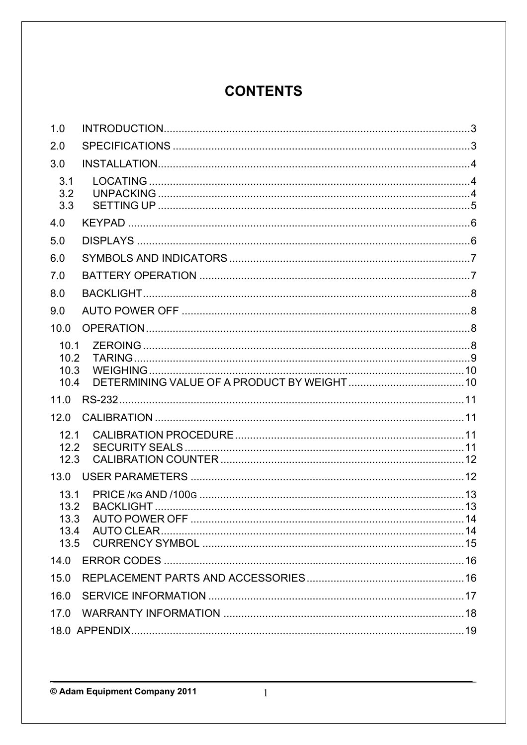# CONTENTS

1.0 INTRODUCTION........................................................................................................3
2.0 SPECIFICATIONS ....................................................................................................3
3.0 INSTALLATION.........................................................................................................4
  3.1 LOCATING ............................................................................................................4
  3.2 UNPACKING ..........................................................................................................4
  3.3 SETTING UP ..........................................................................................................5
4.0 KEYPAD ....................................................................................................................6
5.0 DISPLAYS .................................................................................................................6
6.0 SYMBOLS AND INDICATORS .................................................................................7
7.0 BATTERY OPERATION ...........................................................................................7
8.0 BACKLIGHT..............................................................................................................8
9.0 AUTO POWER OFF .................................................................................................8
10.0 OPERATION.............................................................................................................8
  10.1 ZEROING .............................................................................................................8
  10.2 TARING.................................................................................................................9
  10.3 WEIGHING..........................................................................................................10
  10.4 DETERMINING VALUE OF A PRODUCT BY WEIGHT .......................................10
11.0 RS-232....................................................................................................................11
12.0 CALIBRATION .......................................................................................................11
  12.1 CALIBRATION PROCEDURE .............................................................................11
  12.2 SECURITY SEALS ..............................................................................................11
  12.3 CALIBRATION COUNTER .................................................................................12
13.0 USER PARAMETERS ............................................................................................12
  13.1 PRICE /KG AND /100G .........................................................................................13
  13.2 BACKLIGHT ........................................................................................................13
  13.3 AUTO POWER OFF ............................................................................................14
  13.4 AUTO CLEAR......................................................................................................14
  13.5 CURRENCY SYMBOL ........................................................................................15
14.0 ERROR CODES .....................................................................................................16
15.0 REPLACEMENT PARTS AND ACCESSORIES .....................................................16
16.0 SERVICE INFORMATION ......................................................................................17
17.0 WARRANTY INFORMATION .................................................................................18
18.0 APPENDIX..............................................................................................................19

© Adam Equipment Company 2011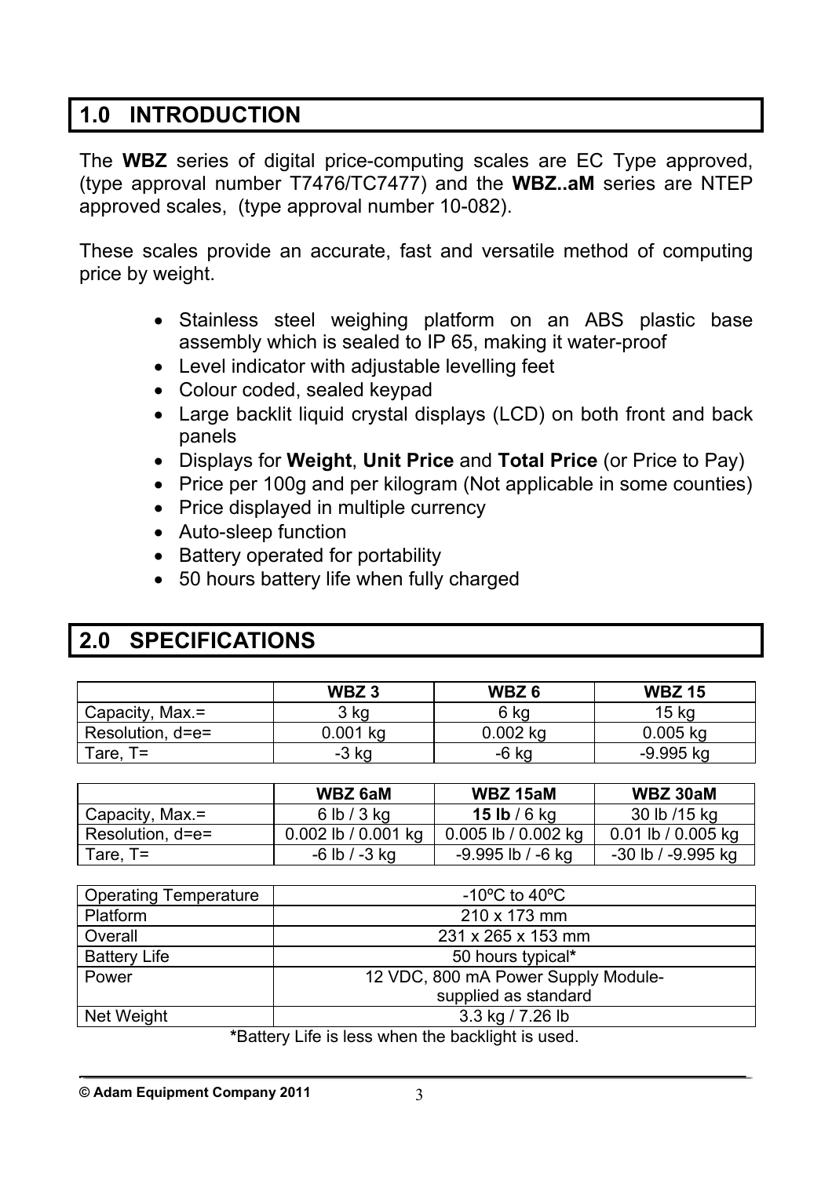## 1.0 INTRODUCTION

The **WBZ** series of digital price-computing scales are EC Type approved, (type approval number T7476/TC7477) and the **WBZ..aM** series are NTEP approved scales, (type approval number 10-082).

These scales provide an accurate, fast and versatile method of computing price by weight.

- Stainless steel weighing platform on an ABS plastic base assembly which is sealed to IP 65, making it water-proof
- Level indicator with adjustable levelling feet
- Colour coded, sealed keypad
- Large backlit liquid crystal displays (LCD) on both front and back panels
- Displays for **Weight**, **Unit Price** and **Total Price** (or Price to Pay)
- Price per 100g and per kilogram (Not applicable in some counties)
- Price displayed in multiple currency
- Auto-sleep function
- Battery operated for portability
- 50 hours battery life when fully charged

## 2.0 SPECIFICATIONS

| | **WBZ 3** | **WBZ 6** | **WBZ 15** |
|---|---|---|---|
| Capacity, Max.= | 3 kg | 6 kg | 15 kg |
| Resolution, d=e= | 0.001 kg | 0.002 kg | 0.005 kg |
| Tare, T= | -3 kg | -6 kg | -9.995 kg |

| | **WBZ 6aM** | **WBZ 15aM** | **WBZ 30aM** |
|---|---|---|---|
| Capacity, Max.= | 6 lb / 3 kg | **15 lb** / 6 kg | 30 lb /15 kg |
| Resolution, d=e= | 0.002 lb / 0.001 kg | 0.005 lb / 0.002 kg | 0.01 lb / 0.005 kg |
| Tare, T= | -6 lb / -3 kg | -9.995 lb / -6 kg | -30 lb / -9.995 kg |

| | |
|---|---|
| Operating Temperature | -10ºC to 40ºC |
| Platform | 210 x 173 mm |
| Overall | 231 x 265 x 153 mm |
| Battery Life | 50 hours typical* |
| Power | 12 VDC, 800 mA Power Supply Module- supplied as standard |
| Net Weight | 3.3 kg / 7.26 lb |

***Battery Life is less when the backlight is used.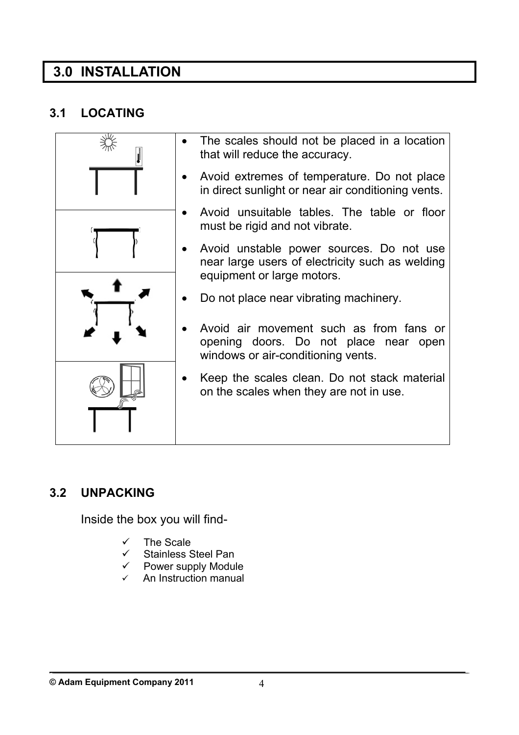## 3.0 INSTALLATION

### 3.1 LOCATING

- The scales should not be placed in a location that will reduce the accuracy.
- Avoid extremes of temperature. Do not place in direct sunlight or near air conditioning vents.
- Avoid unsuitable tables. The table or floor must be rigid and not vibrate.
- Avoid unstable power sources. Do not use near large users of electricity such as welding equipment or large motors.
- Do not place near vibrating machinery.
- Avoid air movement such as from fans or opening doors. Do not place near open windows or air-conditioning vents.
- Keep the scales clean. Do not stack material on the scales when they are not in use.

### 3.2 UNPACKING

Inside the box you will find-

- ✓ The Scale
- ✓ Stainless Steel Pan
- ✓ Power supply Module
- ✓ An Instruction manual

© Adam Equipment Company 2011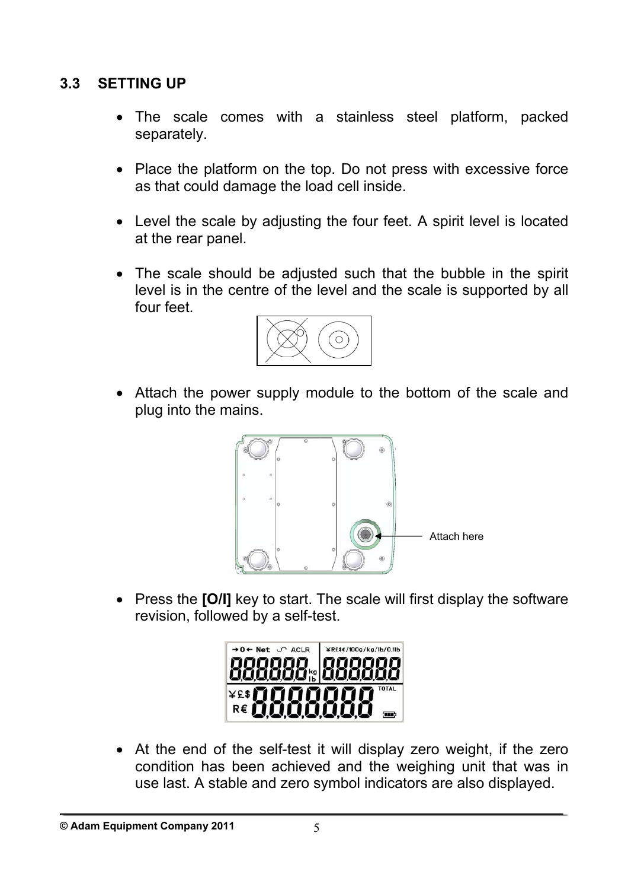### 3.3 SETTING UP

- The scale comes with a stainless steel platform, packed separately.
- Place the platform on the top. Do not press with excessive force as that could damage the load cell inside.
- Level the scale by adjusting the four feet. A spirit level is located at the rear panel.
- The scale should be adjusted such that the bubble in the spirit level is in the centre of the level and the scale is supported by all four feet.
- Attach the power supply module to the bottom of the scale and plug into the mains.

Attach here

- Press the **[O/I]** key to start. The scale will first display the software revision, followed by a self-test.
- At the end of the self-test it will display zero weight, if the zero condition has been achieved and the weighing unit that was in use last. A stable and zero symbol indicators are also displayed.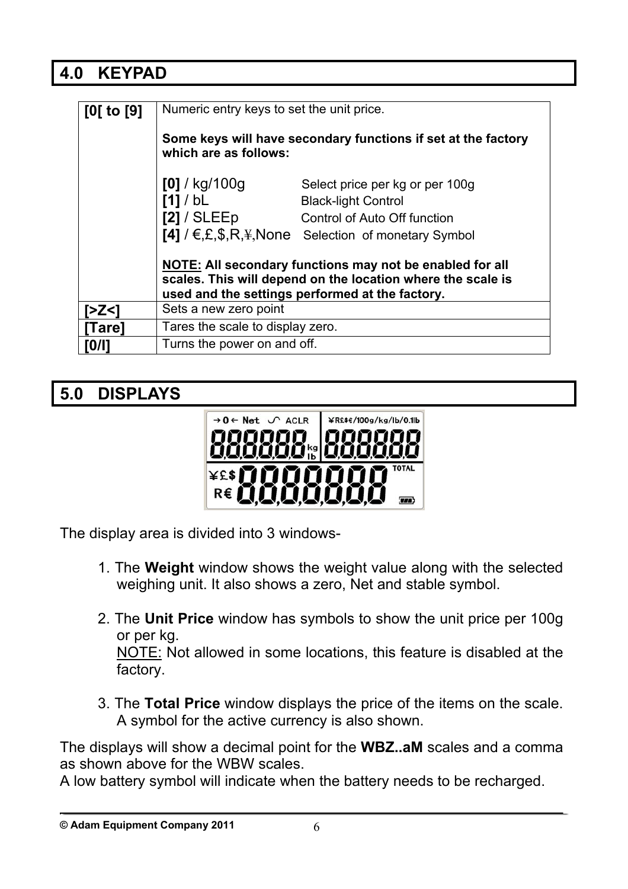## 4.0 KEYPAD

| | |
|---|---|
| **[0[ to [9]** | Numeric entry keys to set the unit price.<br><br>**Some keys will have secondary functions if set at the factory which are as follows:**<br><br>**[0]** / kg/100g — Select price per kg or per 100g<br>**[1]** / bL — Black-light Control<br>**[2]** / SLEEp — Control of Auto Off function<br>**[4]** / €,£,$,R,¥,None — Selection of monetary Symbol<br><br>**NOTE: All secondary functions may not be enabled for all scales. This will depend on the location where the scale is used and the settings performed at the factory.** |
| **[>Z<]** | Sets a new zero point |
| **[Tare]** | Tares the scale to display zero. |
| **[0/I]** | Turns the power on and off. |

## 5.0 DISPLAYS

The display area is divided into 3 windows-

1. The **Weight** window shows the weight value along with the selected weighing unit. It also shows a zero, Net and stable symbol.

2. The **Unit Price** window has symbols to show the unit price per 100g or per kg.
   NOTE: Not allowed in some locations, this feature is disabled at the factory.

3. The **Total Price** window displays the price of the items on the scale. A symbol for the active currency is also shown.

The displays will show a decimal point for the **WBZ..aM** scales and a comma as shown above for the WBW scales.
A low battery symbol will indicate when the battery needs to be recharged.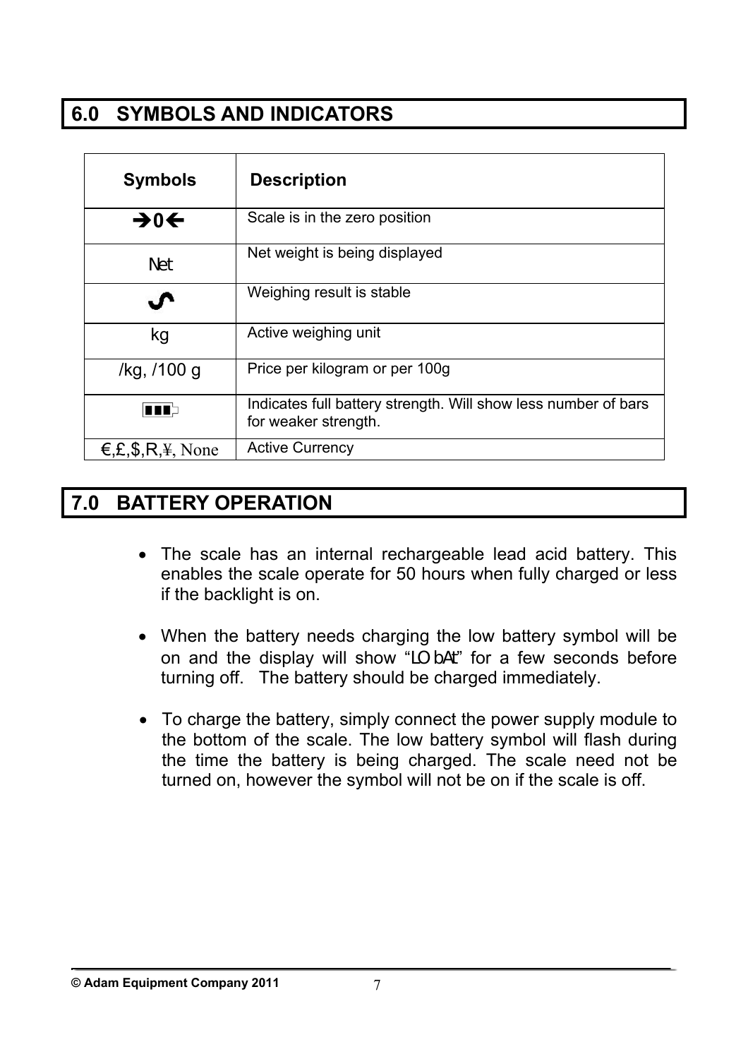## 6.0 SYMBOLS AND INDICATORS

| Symbols | Description |
|---|---|
| →0← | Scale is in the zero position |
| Net | Net weight is being displayed |
| ∽ | Weighing result is stable |
| kg | Active weighing unit |
| /kg, /100 g | Price per kilogram or per 100g |
| ▮▮▮ | Indicates full battery strength. Will show less number of bars for weaker strength. |
| €,£,$,R,¥, None | Active Currency |

## 7.0 BATTERY OPERATION

- The scale has an internal rechargeable lead acid battery. This enables the scale operate for 50 hours when fully charged or less if the backlight is on.
- When the battery needs charging the low battery symbol will be on and the display will show "LO bAt" for a few seconds before turning off. The battery should be charged immediately.
- To charge the battery, simply connect the power supply module to the bottom of the scale. The low battery symbol will flash during the time the battery is being charged. The scale need not be turned on, however the symbol will not be on if the scale is off.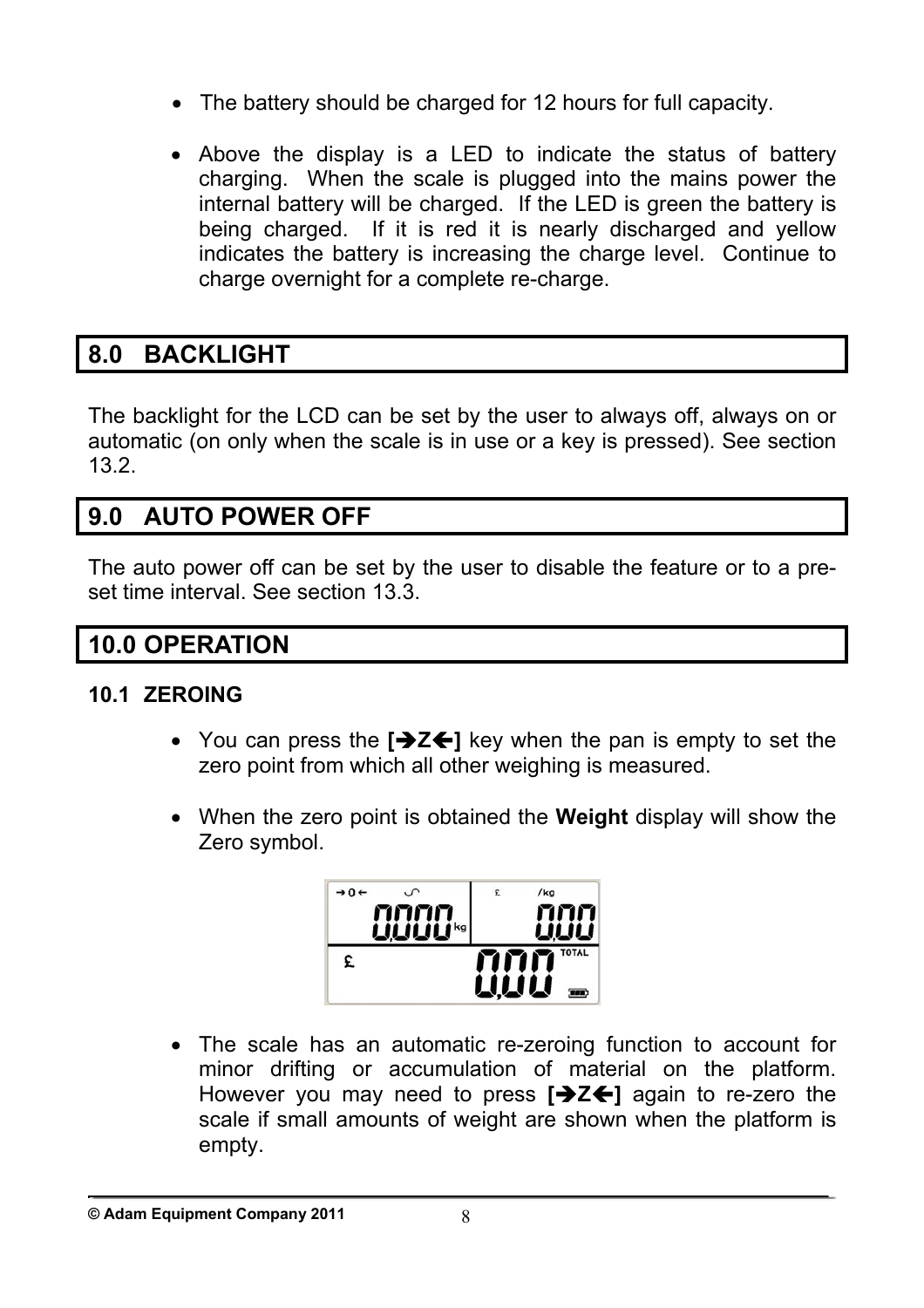- The battery should be charged for 12 hours for full capacity.

- Above the display is a LED to indicate the status of battery charging. When the scale is plugged into the mains power the internal battery will be charged. If the LED is green the battery is being charged. If it is red it is nearly discharged and yellow indicates the battery is increasing the charge level. Continue to charge overnight for a complete re-charge.

## 8.0 BACKLIGHT

The backlight for the LCD can be set by the user to always off, always on or automatic (on only when the scale is in use or a key is pressed). See section 13.2.

## 9.0 AUTO POWER OFF

The auto power off can be set by the user to disable the feature or to a pre-set time interval. See section 13.3.

## 10.0 OPERATION

### 10.1 ZEROING

- You can press the **[➔Z⇐]** key when the pan is empty to set the zero point from which all other weighing is measured.

- When the zero point is obtained the **Weight** display will show the Zero symbol.

- The scale has an automatic re-zeroing function to account for minor drifting or accumulation of material on the platform. However you may need to press **[➔Z⇐]** again to re-zero the scale if small amounts of weight are shown when the platform is empty.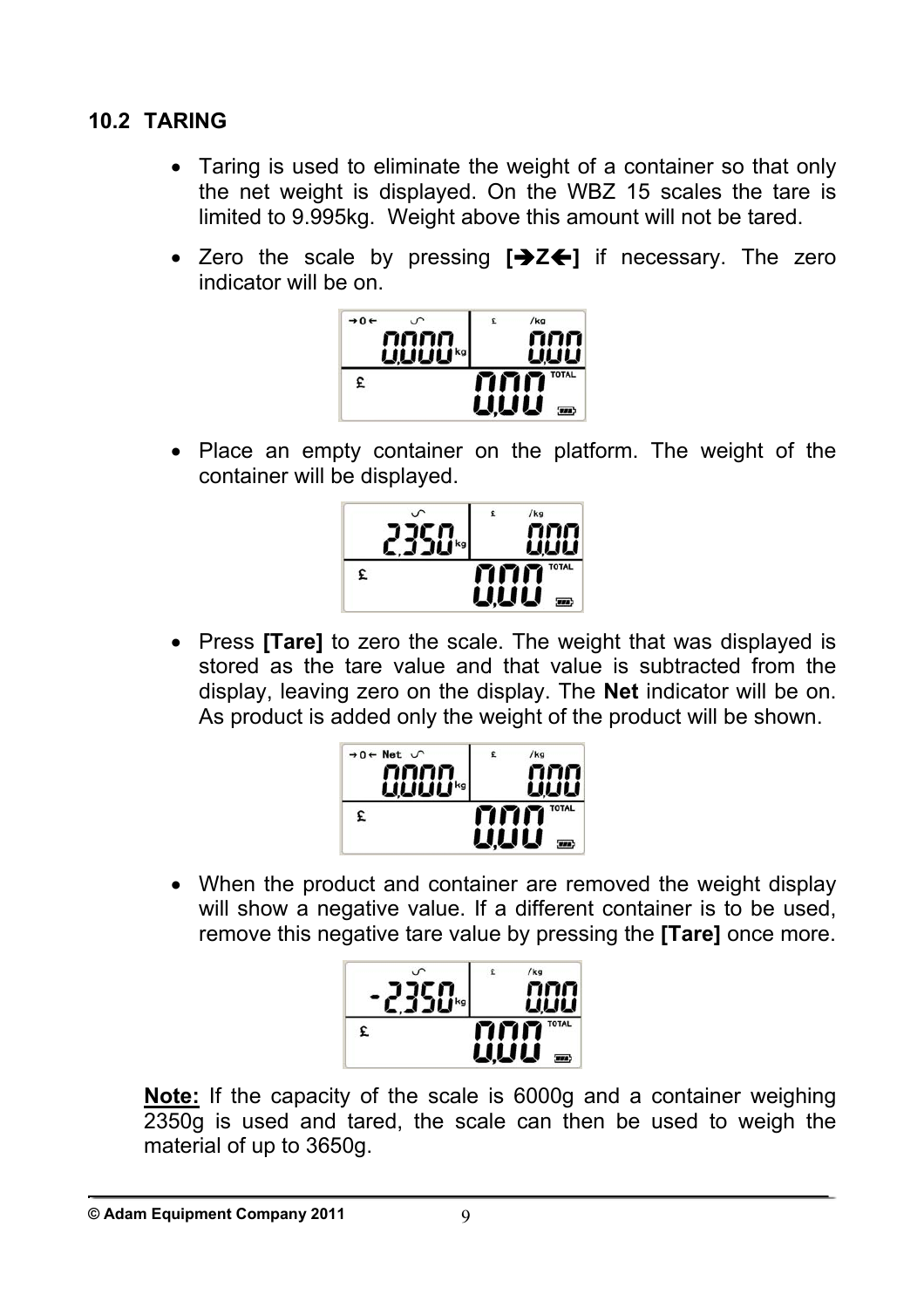## 10.2 TARING

- Taring is used to eliminate the weight of a container so that only the net weight is displayed. On the WBZ 15 scales the tare is limited to 9.995kg. Weight above this amount will not be tared.
- Zero the scale by pressing **[➔Z🡐]** if necessary. The zero indicator will be on.
- Place an empty container on the platform. The weight of the container will be displayed.
- Press **[Tare]** to zero the scale. The weight that was displayed is stored as the tare value and that value is subtracted from the display, leaving zero on the display. The **Net** indicator will be on. As product is added only the weight of the product will be shown.
- When the product and container are removed the weight display will show a negative value. If a different container is to be used, remove this negative tare value by pressing the **[Tare]** once more.

**Note:** If the capacity of the scale is 6000g and a container weighing 2350g is used and tared, the scale can then be used to weigh the material of up to 3650g.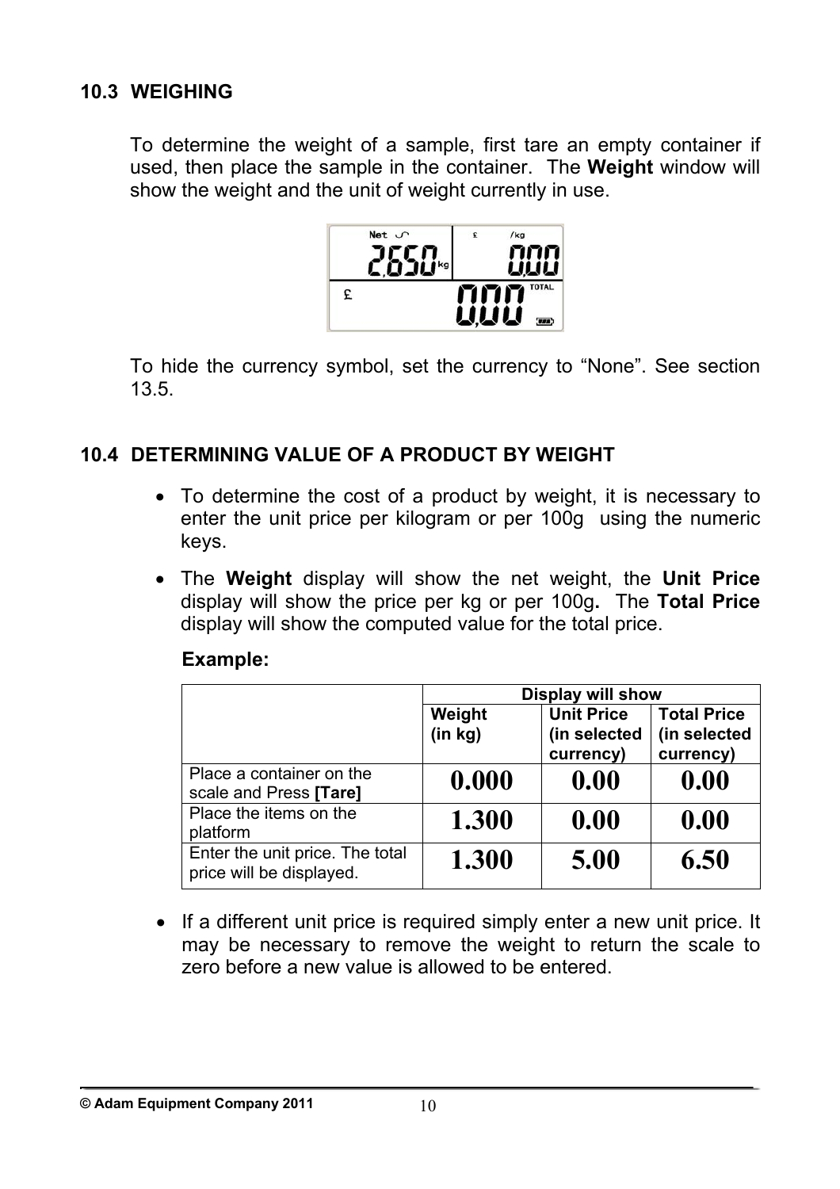### 10.3 WEIGHING

To determine the weight of a sample, first tare an empty container if used, then place the sample in the container. The **Weight** window will show the weight and the unit of weight currently in use.

To hide the currency symbol, set the currency to "None". See section 13.5.

### 10.4 DETERMINING VALUE OF A PRODUCT BY WEIGHT

- To determine the cost of a product by weight, it is necessary to enter the unit price per kilogram or per 100g using the numeric keys.
- The **Weight** display will show the net weight, the **Unit Price** display will show the price per kg or per 100g**.** The **Total Price** display will show the computed value for the total price.

**Example:**

| | Display will show | | |
|---|---|---|---|
| | **Weight (in kg)** | **Unit Price (in selected currency)** | **Total Price (in selected currency)** |
| Place a container on the scale and Press **[Tare]** | **0.000** | **0.00** | **0.00** |
| Place the items on the platform | **1.300** | **0.00** | **0.00** |
| Enter the unit price. The total price will be displayed. | **1.300** | **5.00** | **6.50** |

- If a different unit price is required simply enter a new unit price. It may be necessary to remove the weight to return the scale to zero before a new value is allowed to be entered.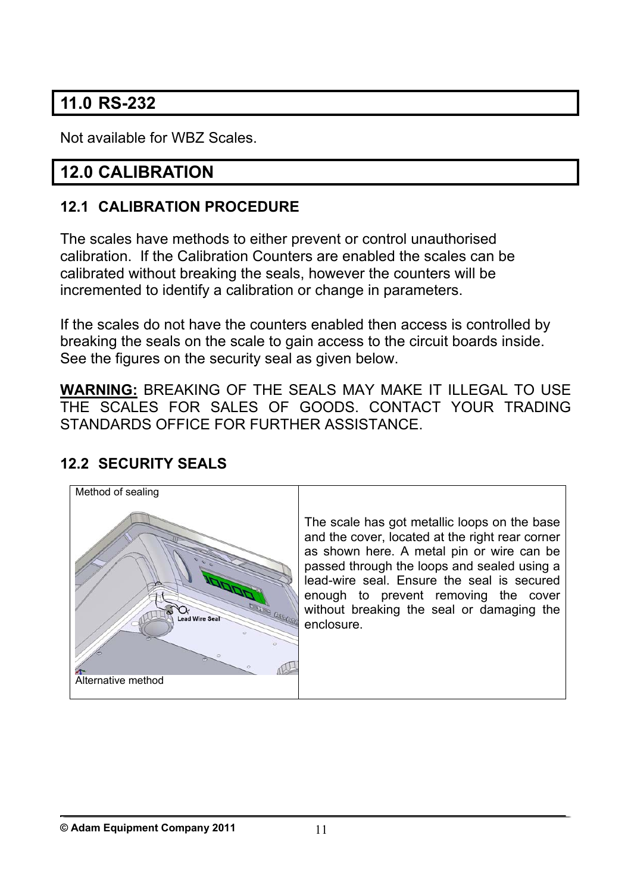# 11.0 RS-232

Not available for WBZ Scales.

# 12.0 CALIBRATION

## 12.1 CALIBRATION PROCEDURE

The scales have methods to either prevent or control unauthorised calibration. If the Calibration Counters are enabled the scales can be calibrated without breaking the seals, however the counters will be incremented to identify a calibration or change in parameters.

If the scales do not have the counters enabled then access is controlled by breaking the seals on the scale to gain access to the circuit boards inside. See the figures on the security seal as given below.

**WARNING:** BREAKING OF THE SEALS MAY MAKE IT ILLEGAL TO USE THE SCALES FOR SALES OF GOODS. CONTACT YOUR TRADING STANDARDS OFFICE FOR FURTHER ASSISTANCE.

## 12.2 SECURITY SEALS

| Method of sealing | |
|---|---|
| Lead Wire Seal<br>Alternative method | The scale has got metallic loops on the base and the cover, located at the right rear corner as shown here. A metal pin or wire can be passed through the loops and sealed using a lead-wire seal. Ensure the seal is secured enough to prevent removing the cover without breaking the seal or damaging the enclosure. |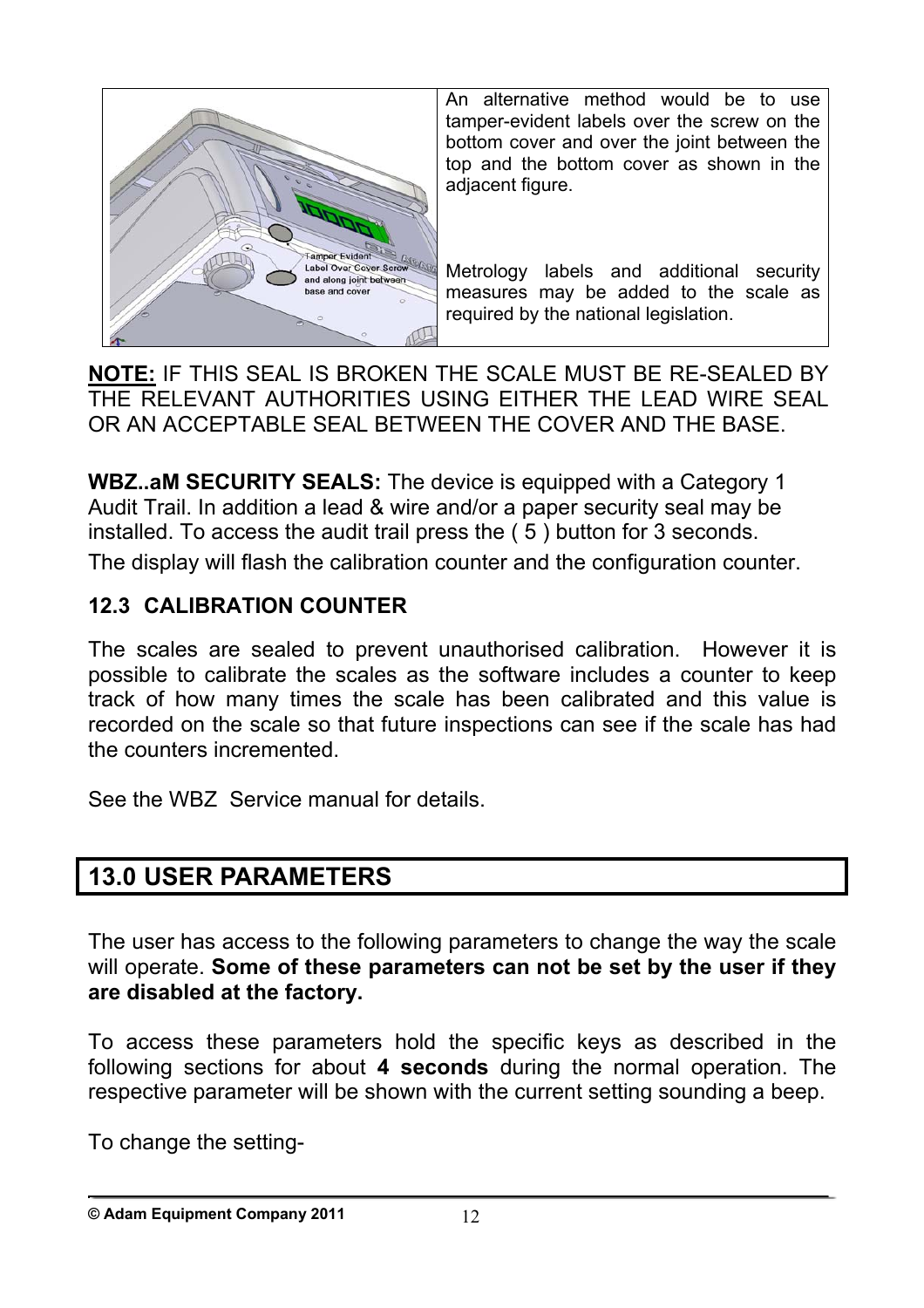An alternative method would be to use tamper-evident labels over the screw on the bottom cover and over the joint between the top and the bottom cover as shown in the adjacent figure.

Metrology labels and additional security measures may be added to the scale as required by the national legislation.

**NOTE:** IF THIS SEAL IS BROKEN THE SCALE MUST BE RE-SEALED BY THE RELEVANT AUTHORITIES USING EITHER THE LEAD WIRE SEAL OR AN ACCEPTABLE SEAL BETWEEN THE COVER AND THE BASE.

**WBZ..aM SECURITY SEALS:** The device is equipped with a Category 1 Audit Trail. In addition a lead & wire and/or a paper security seal may be installed. To access the audit trail press the ( 5 ) button for 3 seconds.

The display will flash the calibration counter and the configuration counter.

### 12.3 CALIBRATION COUNTER

The scales are sealed to prevent unauthorised calibration. However it is possible to calibrate the scales as the software includes a counter to keep track of how many times the scale has been calibrated and this value is recorded on the scale so that future inspections can see if the scale has had the counters incremented.

See the WBZ Service manual for details.

## 13.0 USER PARAMETERS

The user has access to the following parameters to change the way the scale will operate. **Some of these parameters can not be set by the user if they are disabled at the factory.**

To access these parameters hold the specific keys as described in the following sections for about **4 seconds** during the normal operation. The respective parameter will be shown with the current setting sounding a beep.

To change the setting-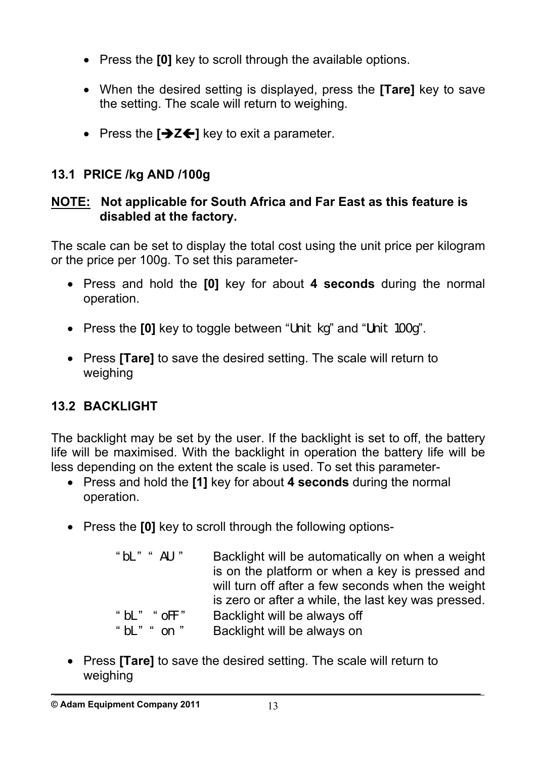- Press the **[0]** key to scroll through the available options.

- When the desired setting is displayed, press the **[Tare]** key to save the setting. The scale will return to weighing.

- Press the **[➔Z🡐]** key to exit a parameter.

## 13.1 PRICE /kg AND /100g

**NOTE: Not applicable for South Africa and Far East as this feature is disabled at the factory.**

The scale can be set to display the total cost using the unit price per kilogram or the price per 100g. To set this parameter-

- Press and hold the **[0]** key for about **4 seconds** during the normal operation.

- Press the **[0]** key to toggle between "Unit kg" and "Unit 100g".

- Press **[Tare]** to save the desired setting. The scale will return to weighing

## 13.2 BACKLIGHT

The backlight may be set by the user. If the backlight is set to off, the battery life will be maximised. With the backlight in operation the battery life will be less depending on the extent the scale is used. To set this parameter-

- Press and hold the **[1]** key for about **4 seconds** during the normal operation.

- Press the **[0]** key to scroll through the following options-

| | |
|---|---|
| "bL" " AU " | Backlight will be automatically on when a weight is on the platform or when a key is pressed and will turn off after a few seconds when the weight is zero or after a while, the last key was pressed. |
| " bL" " oFF" | Backlight will be always off |
| " bL" " on " | Backlight will be always on |

- Press **[Tare]** to save the desired setting. The scale will return to weighing

© Adam Equipment Company 2011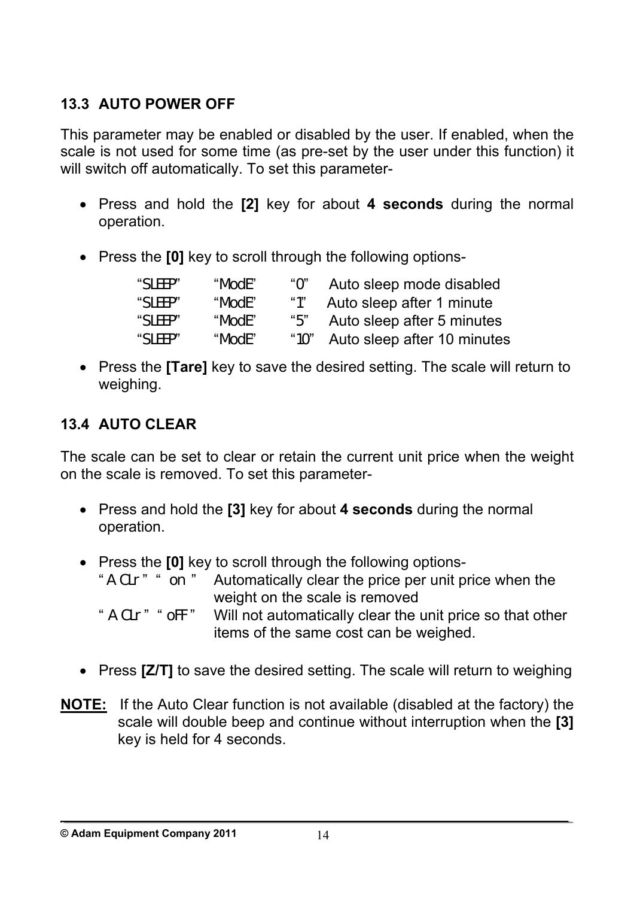### 13.3 AUTO POWER OFF

This parameter may be enabled or disabled by the user. If enabled, when the scale is not used for some time (as pre-set by the user under this function) it will switch off automatically. To set this parameter-

- Press and hold the **[2]** key for about **4 seconds** during the normal operation.

- Press the **[0]** key to scroll through the following options-

| | | | |
|---|---|---|---|
| "SLEEP" | "ModE" | "0" | Auto sleep mode disabled |
| "SLEEP" | "ModE" | "1" | Auto sleep after 1 minute |
| "SLEEP" | "ModE" | "5" | Auto sleep after 5 minutes |
| "SLEEP" | "ModE" | "10" | Auto sleep after 10 minutes |

- Press the **[Tare]** key to save the desired setting. The scale will return to weighing.

### 13.4 AUTO CLEAR

The scale can be set to clear or retain the current unit price when the weight on the scale is removed. To set this parameter-

- Press and hold the **[3]** key for about **4 seconds** during the normal operation.

- Press the **[0]** key to scroll through the following options-
  - " A CLr " " on " Automatically clear the price per unit price when the weight on the scale is removed
  - " A CLr " " oFF " Will not automatically clear the unit price so that other items of the same cost can be weighed.

- Press **[Z/T]** to save the desired setting. The scale will return to weighing

**NOTE:** If the Auto Clear function is not available (disabled at the factory) the scale will double beep and continue without interruption when the **[3]** key is held for 4 seconds.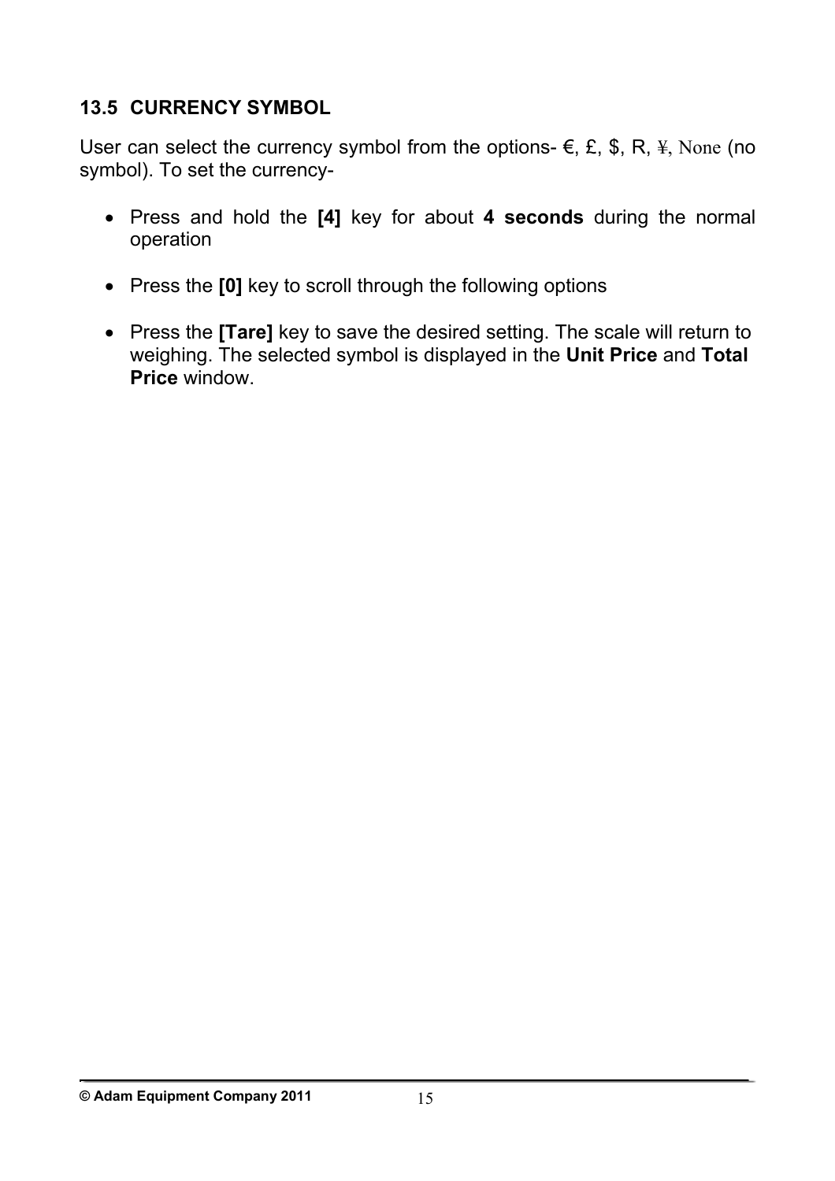## 13.5 CURRENCY SYMBOL

User can select the currency symbol from the options- €, £, $, R, ¥, None (no symbol). To set the currency-

- Press and hold the **[4]** key for about **4 seconds** during the normal operation
- Press the **[0]** key to scroll through the following options
- Press the **[Tare]** key to save the desired setting. The scale will return to weighing. The selected symbol is displayed in the **Unit Price** and **Total Price** window.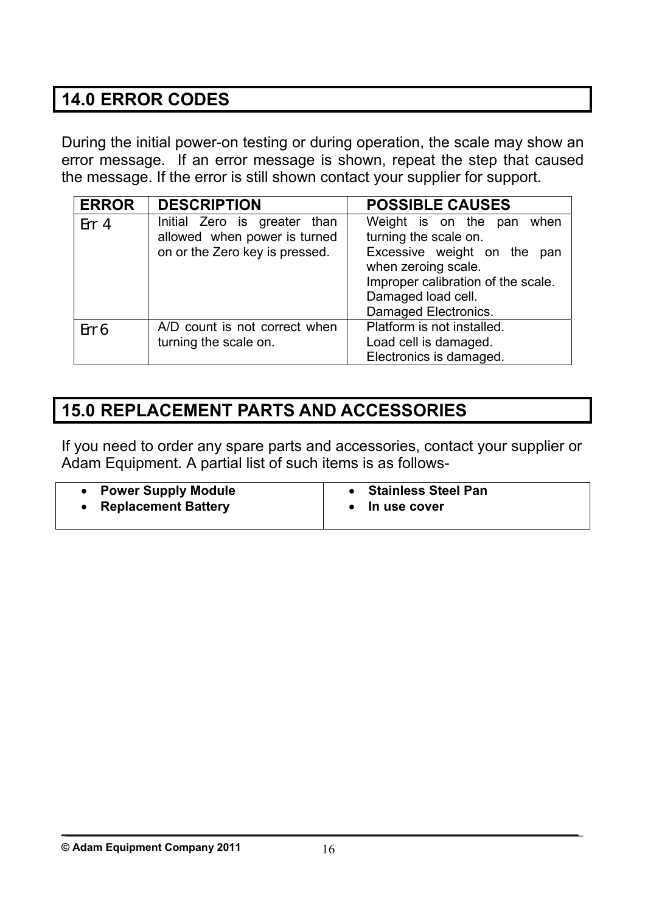## 14.0 ERROR CODES

During the initial power-on testing or during operation, the scale may show an error message. If an error message is shown, repeat the step that caused the message. If the error is still shown contact your supplier for support.

| ERROR | DESCRIPTION | POSSIBLE CAUSES |
|---|---|---|
| Err 4 | Initial Zero is greater than allowed when power is turned on or the Zero key is pressed. | Weight is on the pan when turning the scale on.<br>Excessive weight on the pan when zeroing scale.<br>Improper calibration of the scale.<br>Damaged load cell.<br>Damaged Electronics. |
| Err 6 | A/D count is not correct when turning the scale on. | Platform is not installed.<br>Load cell is damaged.<br>Electronics is damaged. |

## 15.0 REPLACEMENT PARTS AND ACCESSORIES

If you need to order any spare parts and accessories, contact your supplier or Adam Equipment. A partial list of such items is as follows-

| | |
|---|---|
| • **Power Supply Module**<br>• **Replacement Battery** | • **Stainless Steel Pan**<br>• **In use cover** |

© Adam Equipment Company 2011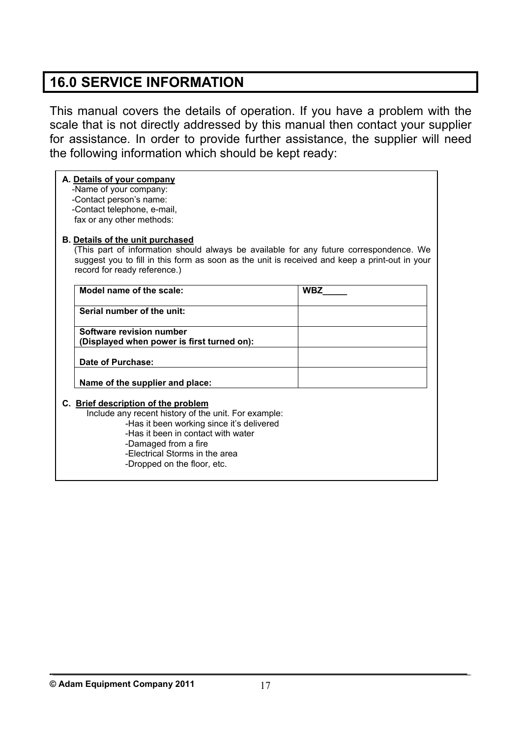## 16.0 SERVICE INFORMATION

This manual covers the details of operation. If you have a problem with the scale that is not directly addressed by this manual then contact your supplier for assistance. In order to provide further assistance, the supplier will need the following information which should be kept ready:

**A. Details of your company**

-Name of your company:
-Contact person's name:
-Contact telephone, e-mail,
fax or any other methods:

**B. Details of the unit purchased**

(This part of information should always be available for any future correspondence. We suggest you to fill in this form as soon as the unit is received and keep a print-out in your record for ready reference.)

| | |
|---|---|
| **Model name of the scale:** | **WBZ_____** |
| **Serial number of the unit:** | |
| **Software revision number (Displayed when power is first turned on):** | |
| **Date of Purchase:** | |
| **Name of the supplier and place:** | |

**C. Brief description of the problem**

Include any recent history of the unit. For example:

- -Has it been working since it's delivered
- -Has it been in contact with water
- -Damaged from a fire
- -Electrical Storms in the area
- -Dropped on the floor, etc.

**© Adam Equipment Company 2011**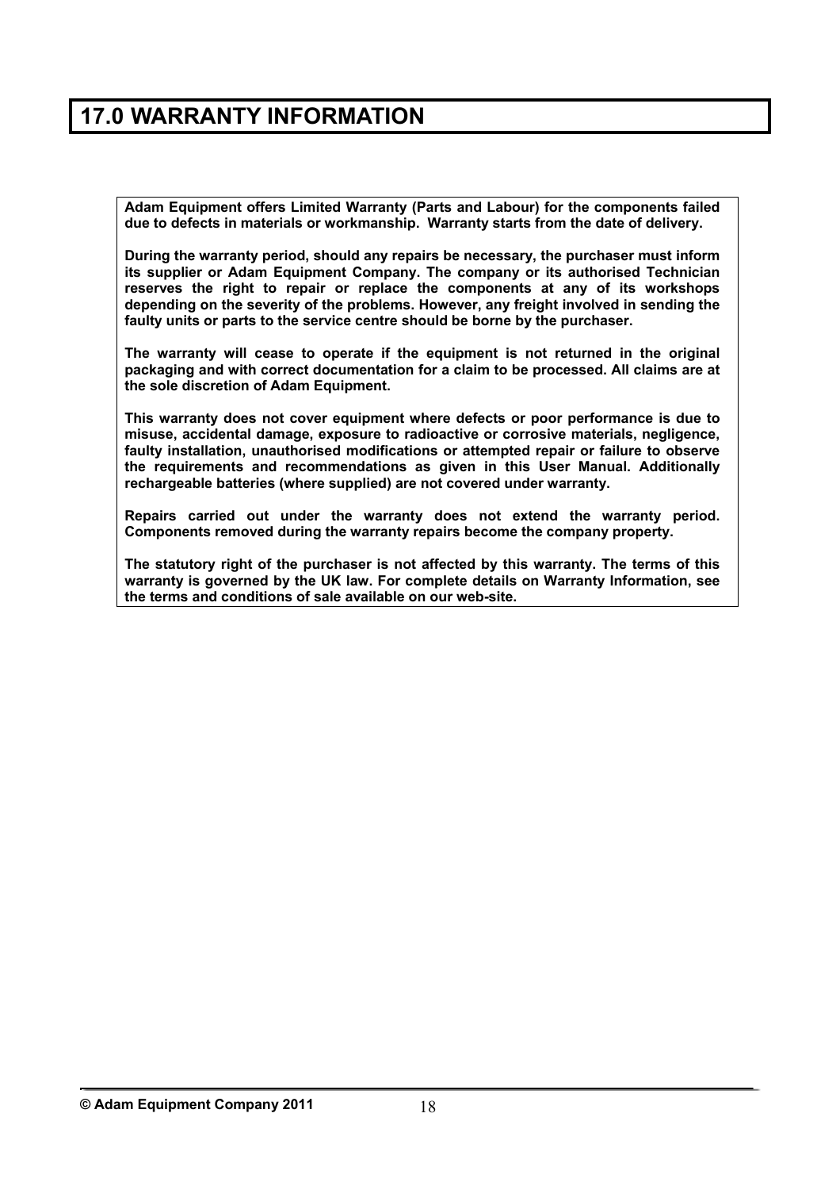# 17.0 WARRANTY INFORMATION

**Adam Equipment offers Limited Warranty (Parts and Labour) for the components failed due to defects in materials or workmanship. Warranty starts from the date of delivery.**

**During the warranty period, should any repairs be necessary, the purchaser must inform its supplier or Adam Equipment Company. The company or its authorised Technician reserves the right to repair or replace the components at any of its workshops depending on the severity of the problems. However, any freight involved in sending the faulty units or parts to the service centre should be borne by the purchaser.**

**The warranty will cease to operate if the equipment is not returned in the original packaging and with correct documentation for a claim to be processed. All claims are at the sole discretion of Adam Equipment.**

**This warranty does not cover equipment where defects or poor performance is due to misuse, accidental damage, exposure to radioactive or corrosive materials, negligence, faulty installation, unauthorised modifications or attempted repair or failure to observe the requirements and recommendations as given in this User Manual. Additionally rechargeable batteries (where supplied) are not covered under warranty.**

**Repairs carried out under the warranty does not extend the warranty period. Components removed during the warranty repairs become the company property.**

**The statutory right of the purchaser is not affected by this warranty. The terms of this warranty is governed by the UK law. For complete details on Warranty Information, see the terms and conditions of sale available on our web-site.**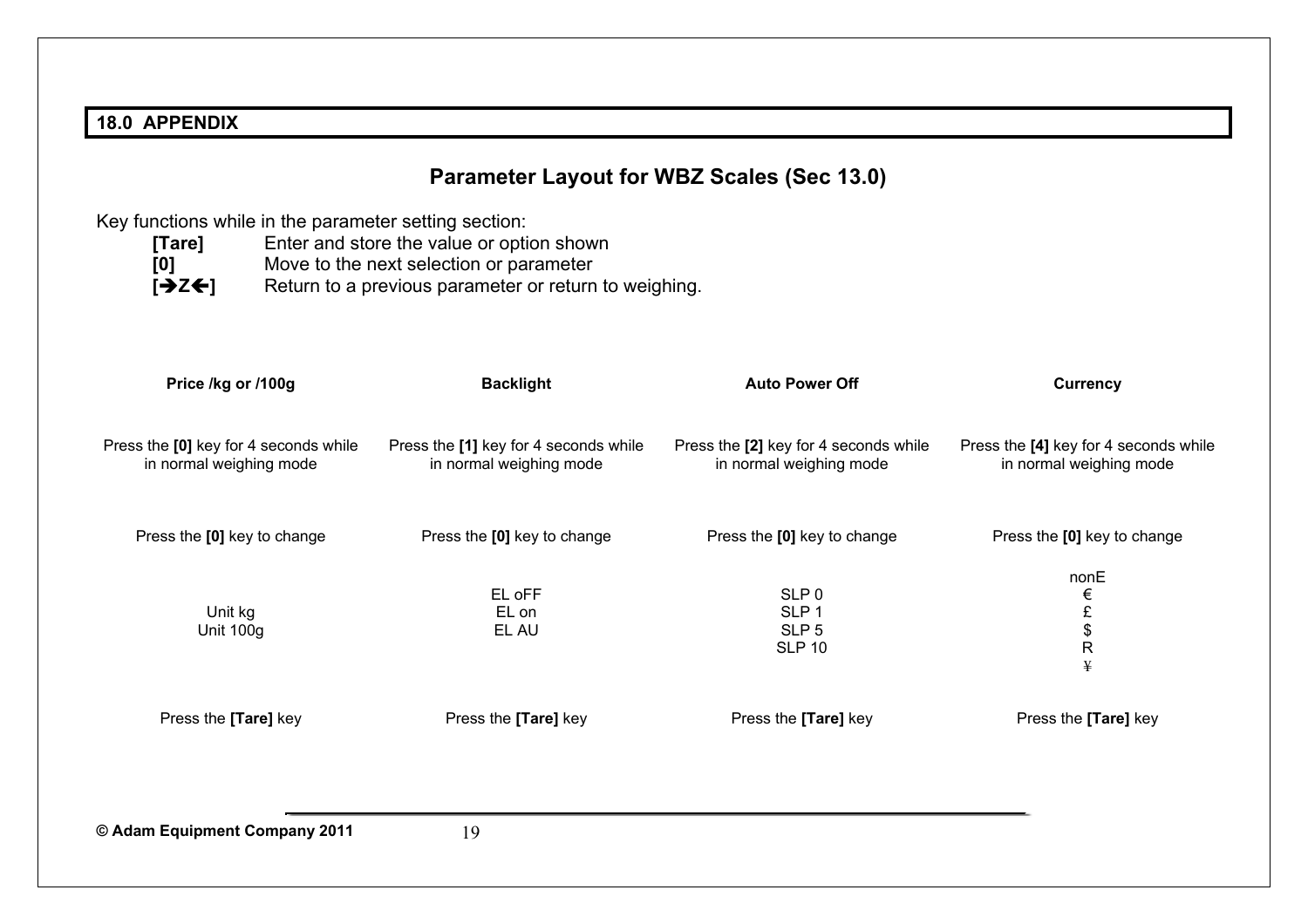## 18.0 APPENDIX

### Parameter Layout for WBZ Scales (Sec 13.0)

Key functions while in the parameter setting section:

- **[Tare]** Enter and store the value or option shown
- **[0]** Move to the next selection or parameter
- **[➔Z🡐]** Return to a previous parameter or return to weighing.

| Price /kg or /100g | Backlight | Auto Power Off | Currency |
|---|---|---|---|
| Press the **[0]** key for 4 seconds while in normal weighing mode | Press the **[1]** key for 4 seconds while in normal weighing mode | Press the **[2]** key for 4 seconds while in normal weighing mode | Press the **[4]** key for 4 seconds while in normal weighing mode |
| Press the **[0]** key to change | Press the **[0]** key to change | Press the **[0]** key to change | Press the **[0]** key to change |
| Unit kg<br>Unit 100g | EL oFF<br>EL on<br>EL AU | SLP 0<br>SLP 1<br>SLP 5<br>SLP 10 | nonE<br>€<br>£<br>$<br>R<br>¥ |
| Press the **[Tare]** key | Press the **[Tare]** key | Press the **[Tare]** key | Press the **[Tare]** key |

**© Adam Equipment Company 2011**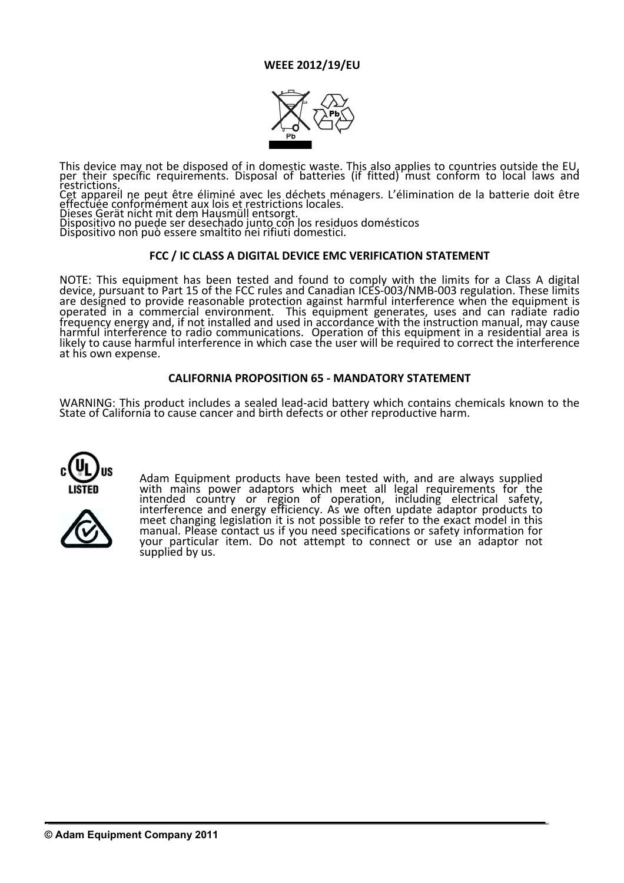**WEEE 2012/19/EU**

This device may not be disposed of in domestic waste. This also applies to countries outside the EU, per their specific requirements. Disposal of batteries (if fitted) must conform to local laws and restrictions.
Cet appareil ne peut être éliminé avec les déchets ménagers. L'élimination de la batterie doit être effectuée conformément aux lois et restrictions locales.
Dieses Gerät nicht mit dem Hausmüll entsorgt.
Dispositivo no puede ser desechado junto con los residuos domésticos
Dispositivo non può essere smaltito nei rifiuti domestici.

**FCC / IC CLASS A DIGITAL DEVICE EMC VERIFICATION STATEMENT**

NOTE: This equipment has been tested and found to comply with the limits for a Class A digital device, pursuant to Part 15 of the FCC rules and Canadian ICES-003/NMB-003 regulation. These limits are designed to provide reasonable protection against harmful interference when the equipment is operated in a commercial environment. This equipment generates, uses and can radiate radio frequency energy and, if not installed and used in accordance with the instruction manual, may cause harmful interference to radio communications. Operation of this equipment in a residential area is likely to cause harmful interference in which case the user will be required to correct the interference at his own expense.

**CALIFORNIA PROPOSITION 65 - MANDATORY STATEMENT**

WARNING: This product includes a sealed lead-acid battery which contains chemicals known to the State of California to cause cancer and birth defects or other reproductive harm.

Adam Equipment products have been tested with, and are always supplied with mains power adaptors which meet all legal requirements for the intended country or region of operation, including electrical safety, interference and energy efficiency. As we often update adaptor products to meet changing legislation it is not possible to refer to the exact model in this manual. Please contact us if you need specifications or safety information for your particular item. Do not attempt to connect or use an adaptor not supplied by us.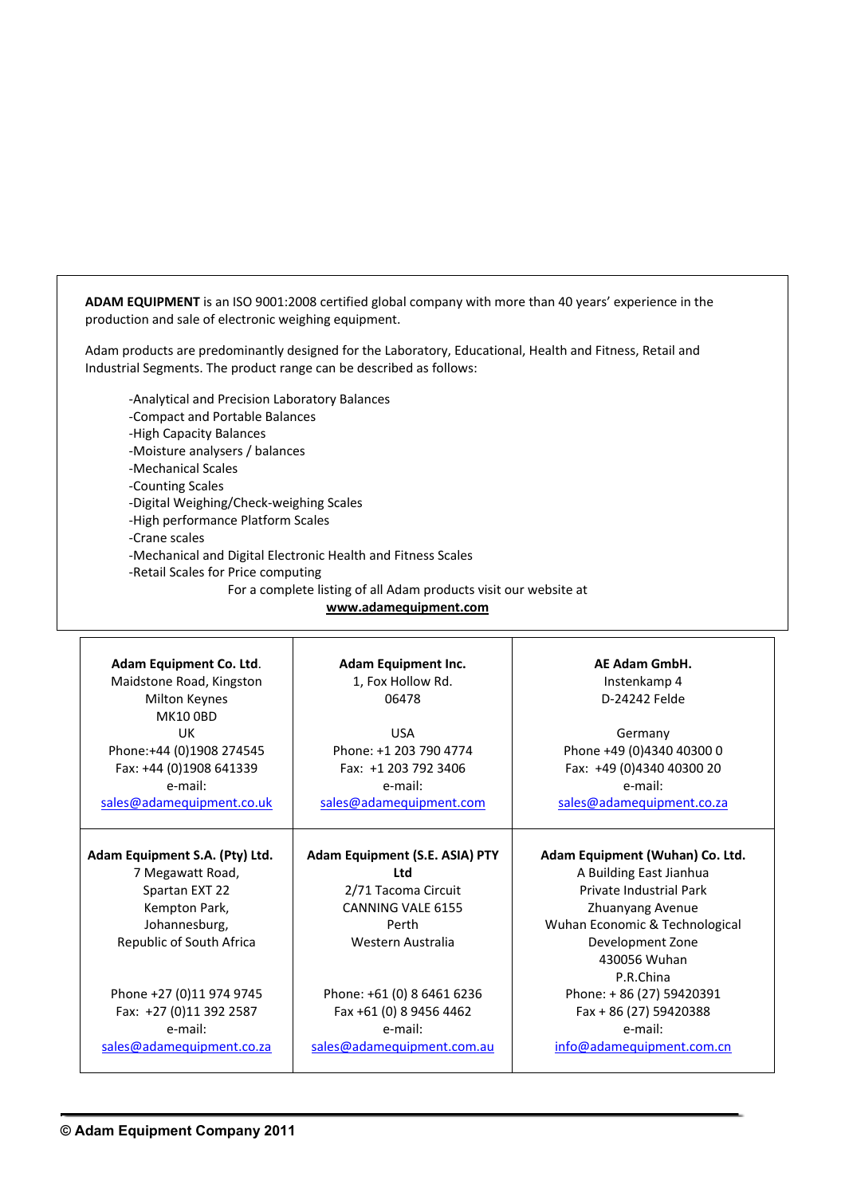**ADAM EQUIPMENT** is an ISO 9001:2008 certified global company with more than 40 years' experience in the production and sale of electronic weighing equipment.

Adam products are predominantly designed for the Laboratory, Educational, Health and Fitness, Retail and Industrial Segments. The product range can be described as follows:

- -Analytical and Precision Laboratory Balances
- -Compact and Portable Balances
- -High Capacity Balances
- -Moisture analysers / balances
- -Mechanical Scales
- -Counting Scales
- -Digital Weighing/Check-weighing Scales
- -High performance Platform Scales
- -Crane scales
- -Mechanical and Digital Electronic Health and Fitness Scales
- -Retail Scales for Price computing

For a complete listing of all Adam products visit our website at **www.adamequipment.com**

| **Adam Equipment Co. Ltd.**<br>Maidstone Road, Kingston<br>Milton Keynes<br>MK10 0BD<br>UK<br>Phone:+44 (0)1908 274545<br>Fax: +44 (0)1908 641339<br>e-mail:<br>sales@adamequipment.co.uk | **Adam Equipment Inc.**<br>1, Fox Hollow Rd.<br>06478<br><br>USA<br>Phone: +1 203 790 4774<br>Fax: +1 203 792 3406<br>e-mail:<br>sales@adamequipment.com | **AE Adam GmbH.**<br>Instenkamp 4<br>D-24242 Felde<br><br>Germany<br>Phone +49 (0)4340 40300 0<br>Fax: +49 (0)4340 40300 20<br>e-mail:<br>sales@adamequipment.co.za |
|---|---|---|
| **Adam Equipment S.A. (Pty) Ltd.**<br>7 Megawatt Road,<br>Spartan EXT 22<br>Kempton Park,<br>Johannesburg,<br>Republic of South Africa<br><br>Phone +27 (0)11 974 9745<br>Fax: +27 (0)11 392 2587<br>e-mail:<br>sales@adamequipment.co.za | **Adam Equipment (S.E. ASIA) PTY Ltd**<br>2/71 Tacoma Circuit<br>CANNING VALE 6155<br>Perth<br>Western Australia<br><br>Phone: +61 (0) 8 6461 6236<br>Fax +61 (0) 8 9456 4462<br>e-mail:<br>sales@adamequipment.com.au | **Adam Equipment (Wuhan) Co. Ltd.**<br>A Building East Jianhua<br>Private Industrial Park<br>Zhuanyang Avenue<br>Wuhan Economic & Technological<br>Development Zone<br>430056 Wuhan<br>P.R.China<br>Phone: + 86 (27) 59420391<br>Fax + 86 (27) 59420388<br>e-mail:<br>info@adamequipment.com.cn |

**© Adam Equipment Company 2011**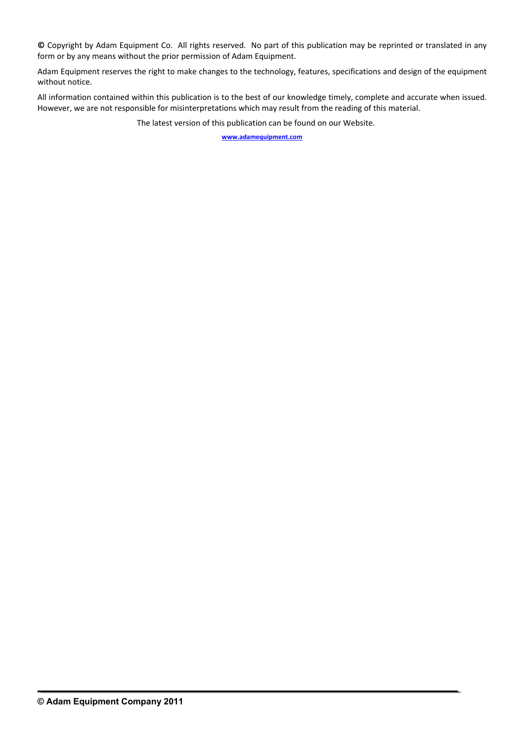**©** Copyright by Adam Equipment Co. All rights reserved. No part of this publication may be reprinted or translated in any form or by any means without the prior permission of Adam Equipment.

Adam Equipment reserves the right to make changes to the technology, features, specifications and design of the equipment without notice.

All information contained within this publication is to the best of our knowledge timely, complete and accurate when issued. However, we are not responsible for misinterpretations which may result from the reading of this material.

The latest version of this publication can be found on our Website.

**www.adamequipment.com**

**© Adam Equipment Company 2011**